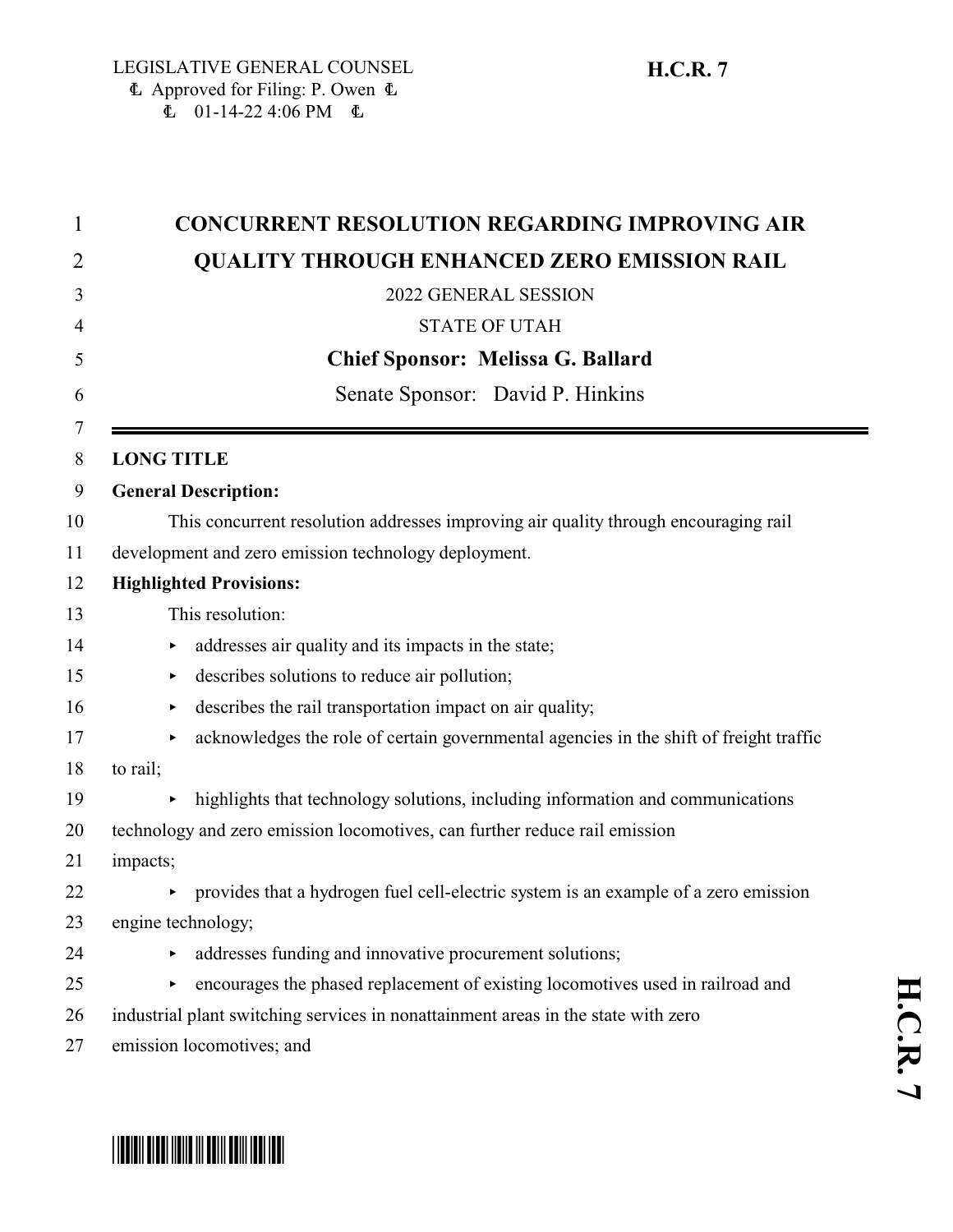LEGISLATIVE GENERAL COUNSEL
Approved for Filing: P. Owen
01-14-22 4:06 PM

**H.C.R. 7**

# CONCURRENT RESOLUTION REGARDING IMPROVING AIR QUALITY THROUGH ENHANCED ZERO EMISSION RAIL

2022 GENERAL SESSION

STATE OF UTAH

**Chief Sponsor: Melissa G. Ballard**

Senate Sponsor: David P. Hinkins

---

**LONG TITLE**

**General Description:**

This concurrent resolution addresses improving air quality through encouraging rail development and zero emission technology deployment.

**Highlighted Provisions:**

This resolution:

- addresses air quality and its impacts in the state;
- describes solutions to reduce air pollution;
- describes the rail transportation impact on air quality;
- acknowledges the role of certain governmental agencies in the shift of freight traffic to rail;
- highlights that technology solutions, including information and communications technology and zero emission locomotives, can further reduce rail emission impacts;
- provides that a hydrogen fuel cell-electric system is an example of a zero emission engine technology;
- addresses funding and innovative procurement solutions;
- encourages the phased replacement of existing locomotives used in railroad and industrial plant switching services in nonattainment areas in the state with zero emission locomotives; and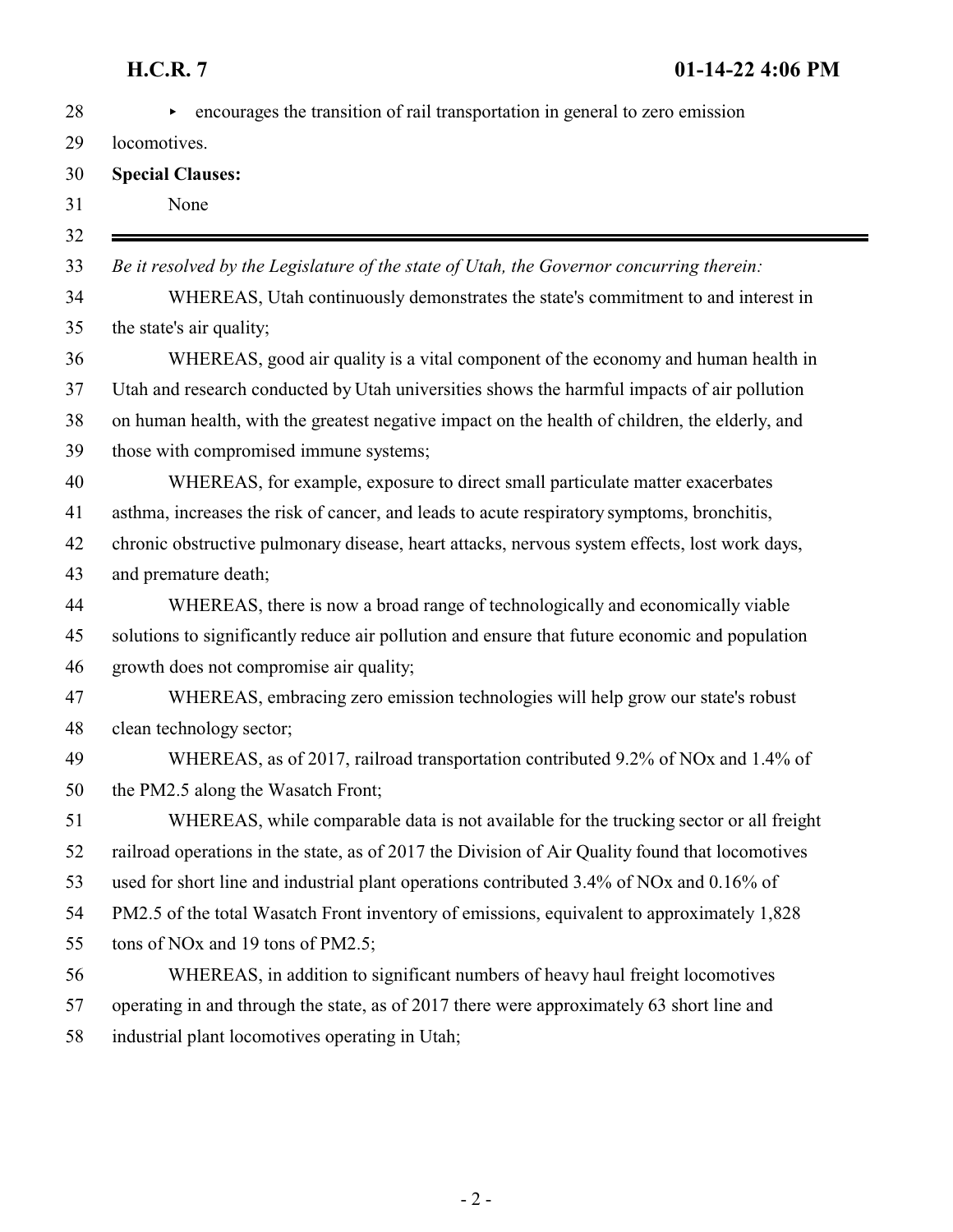- encourages the transition of rail transportation in general to zero emission locomotives.

**Special Clauses:**

None

---

*Be it resolved by the Legislature of the state of Utah, the Governor concurring therein:*

WHEREAS, Utah continuously demonstrates the state's commitment to and interest in the state's air quality;

WHEREAS, good air quality is a vital component of the economy and human health in Utah and research conducted by Utah universities shows the harmful impacts of air pollution on human health, with the greatest negative impact on the health of children, the elderly, and those with compromised immune systems;

WHEREAS, for example, exposure to direct small particulate matter exacerbates asthma, increases the risk of cancer, and leads to acute respiratory symptoms, bronchitis, chronic obstructive pulmonary disease, heart attacks, nervous system effects, lost work days, and premature death;

WHEREAS, there is now a broad range of technologically and economically viable solutions to significantly reduce air pollution and ensure that future economic and population growth does not compromise air quality;

WHEREAS, embracing zero emission technologies will help grow our state's robust clean technology sector;

WHEREAS, as of 2017, railroad transportation contributed 9.2% of $NO_x$ and 1.4% of the $PM_{2.5}$ along the Wasatch Front;

WHEREAS, while comparable data is not available for the trucking sector or all freight railroad operations in the state, as of 2017 the Division of Air Quality found that locomotives used for short line and industrial plant operations contributed 3.4% of $NO_x$ and 0.16% of $PM_{2.5}$ of the total Wasatch Front inventory of emissions, equivalent to approximately 1,828 tons of $NO_x$ and 19 tons of $PM_{2.5}$;

WHEREAS, in addition to significant numbers of heavy haul freight locomotives operating in and through the state, as of 2017 there were approximately 63 short line and industrial plant locomotives operating in Utah;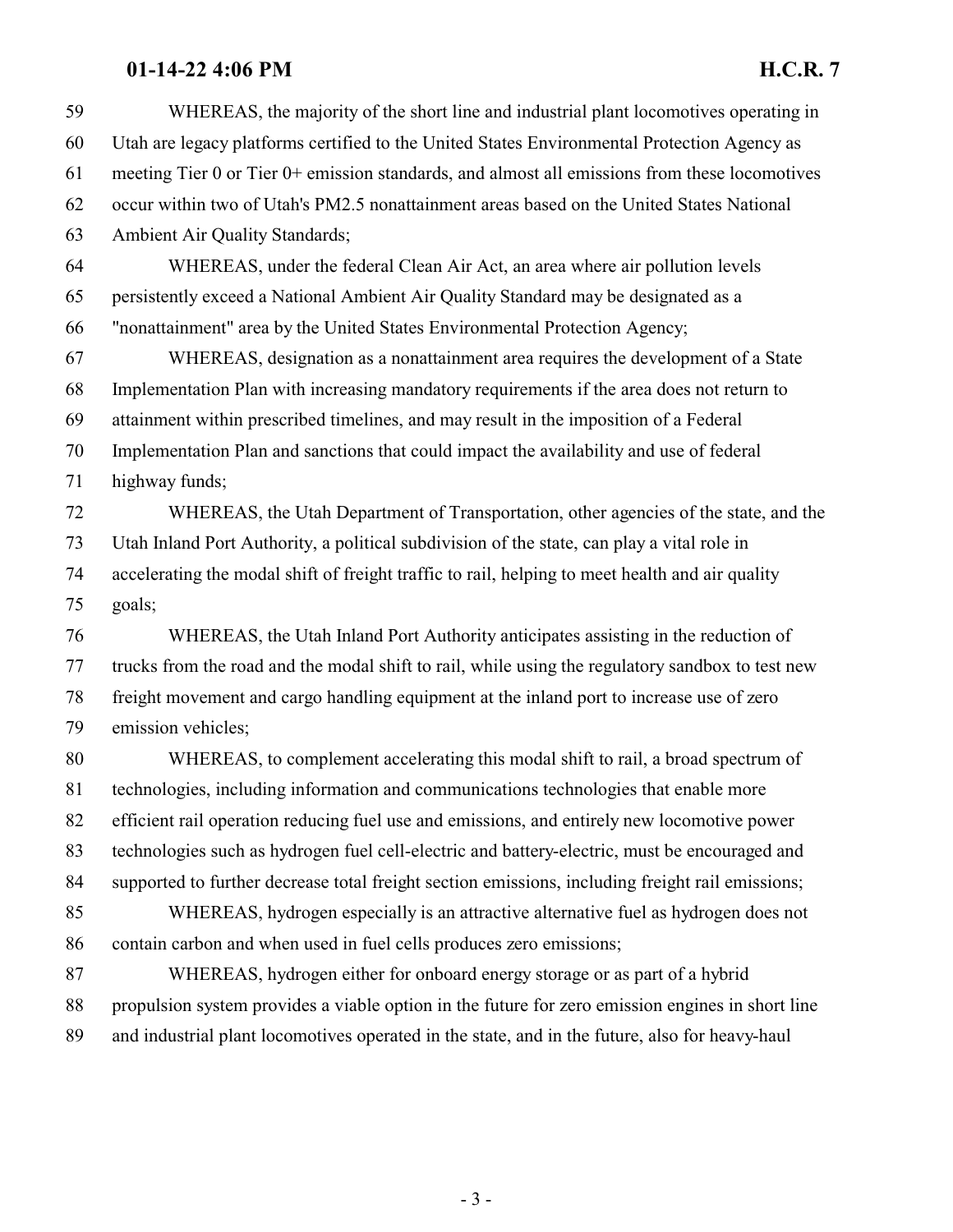WHEREAS, the majority of the short line and industrial plant locomotives operating in Utah are legacy platforms certified to the United States Environmental Protection Agency as meeting Tier 0 or Tier 0+ emission standards, and almost all emissions from these locomotives occur within two of Utah's PM2.5 nonattainment areas based on the United States National Ambient Air Quality Standards;

WHEREAS, under the federal Clean Air Act, an area where air pollution levels persistently exceed a National Ambient Air Quality Standard may be designated as a "nonattainment" area by the United States Environmental Protection Agency;

WHEREAS, designation as a nonattainment area requires the development of a State Implementation Plan with increasing mandatory requirements if the area does not return to attainment within prescribed timelines, and may result in the imposition of a Federal Implementation Plan and sanctions that could impact the availability and use of federal highway funds;

WHEREAS, the Utah Department of Transportation, other agencies of the state, and the Utah Inland Port Authority, a political subdivision of the state, can play a vital role in accelerating the modal shift of freight traffic to rail, helping to meet health and air quality goals;

WHEREAS, the Utah Inland Port Authority anticipates assisting in the reduction of trucks from the road and the modal shift to rail, while using the regulatory sandbox to test new freight movement and cargo handling equipment at the inland port to increase use of zero emission vehicles;

WHEREAS, to complement accelerating this modal shift to rail, a broad spectrum of technologies, including information and communications technologies that enable more efficient rail operation reducing fuel use and emissions, and entirely new locomotive power technologies such as hydrogen fuel cell-electric and battery-electric, must be encouraged and supported to further decrease total freight section emissions, including freight rail emissions;

WHEREAS, hydrogen especially is an attractive alternative fuel as hydrogen does not contain carbon and when used in fuel cells produces zero emissions;

WHEREAS, hydrogen either for onboard energy storage or as part of a hybrid propulsion system provides a viable option in the future for zero emission engines in short line and industrial plant locomotives operated in the state, and in the future, also for heavy-haul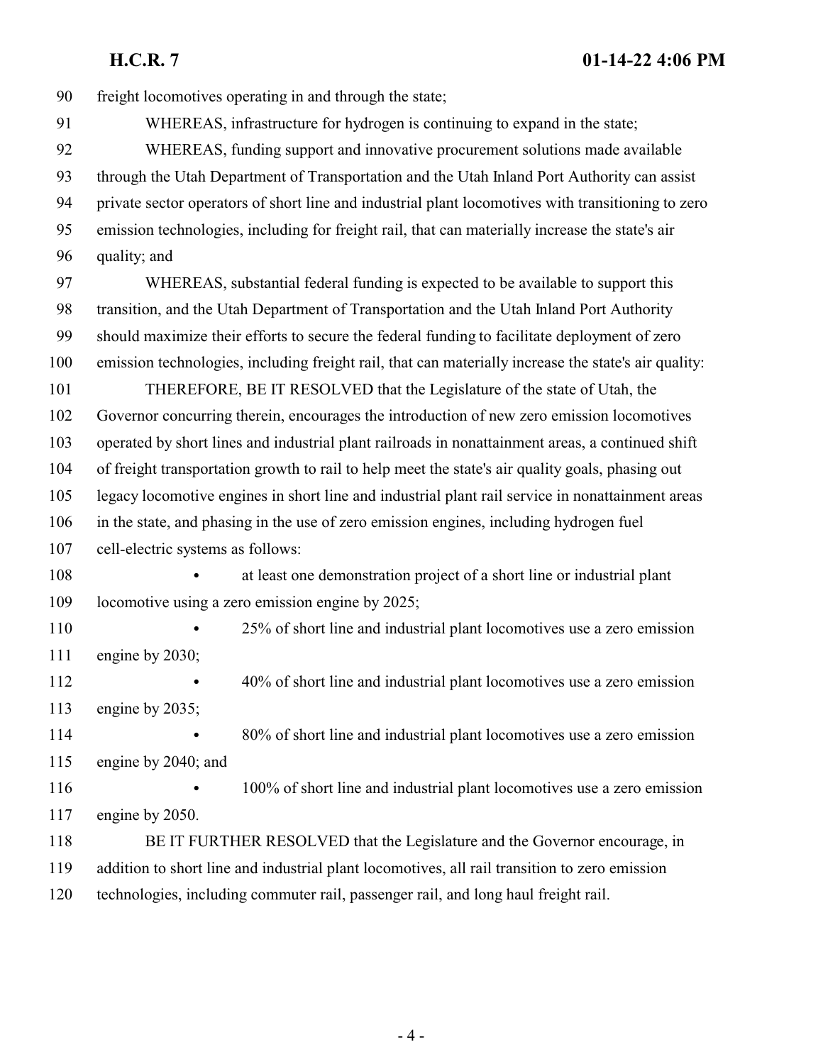freight locomotives operating in and through the state;

WHEREAS, infrastructure for hydrogen is continuing to expand in the state;

WHEREAS, funding support and innovative procurement solutions made available through the Utah Department of Transportation and the Utah Inland Port Authority can assist private sector operators of short line and industrial plant locomotives with transitioning to zero emission technologies, including for freight rail, that can materially increase the state's air quality; and

WHEREAS, substantial federal funding is expected to be available to support this transition, and the Utah Department of Transportation and the Utah Inland Port Authority should maximize their efforts to secure the federal funding to facilitate deployment of zero emission technologies, including freight rail, that can materially increase the state's air quality:

THEREFORE, BE IT RESOLVED that the Legislature of the state of Utah, the Governor concurring therein, encourages the introduction of new zero emission locomotives operated by short lines and industrial plant railroads in nonattainment areas, a continued shift of freight transportation growth to rail to help meet the state's air quality goals, phasing out legacy locomotive engines in short line and industrial plant rail service in nonattainment areas in the state, and phasing in the use of zero emission engines, including hydrogen fuel cell-electric systems as follows:

- at least one demonstration project of a short line or industrial plant locomotive using a zero emission engine by 2025;
- 25% of short line and industrial plant locomotives use a zero emission engine by 2030;
- 40% of short line and industrial plant locomotives use a zero emission engine by 2035;
- 80% of short line and industrial plant locomotives use a zero emission engine by 2040; and
- 100% of short line and industrial plant locomotives use a zero emission engine by 2050.

BE IT FURTHER RESOLVED that the Legislature and the Governor encourage, in addition to short line and industrial plant locomotives, all rail transition to zero emission technologies, including commuter rail, passenger rail, and long haul freight rail.